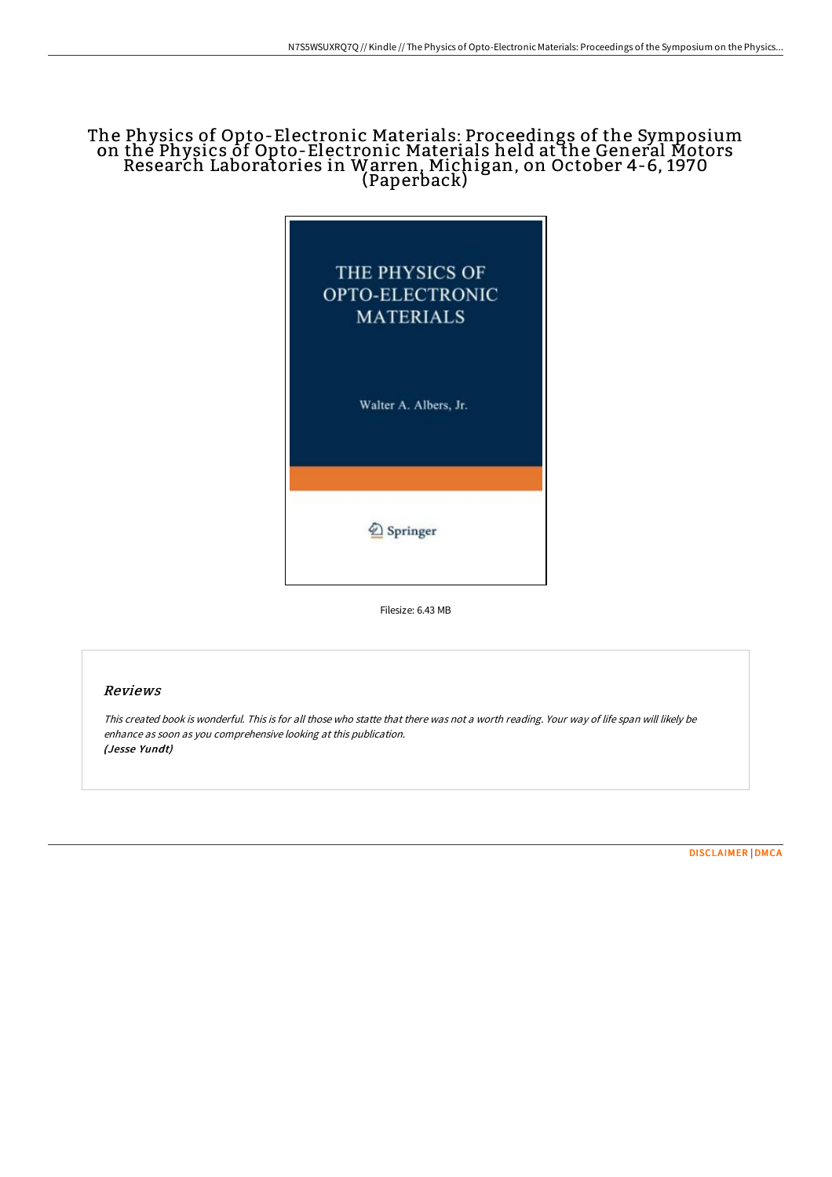# The Physics of Opto-Electronic Materials: Proceedings of the Symposium on the Physics of Opto-Electronic Materials held at the General Motors Research Laboratories in Warren, Michigan, on October 4-6, 1970 (Paperback)

THE PHYSICS OF OPTO-ELECTRONIC MATERIALS

Walter A. Albers, Jr.

Springer

Filesize: 6.43 MB

## Reviews

*This created book is wonderful. This is for all those who statte that there was not a worth reading. Your way of life span will likely be enhance as soon as you comprehensive looking at this publication.*
*(Jesse Yundt)*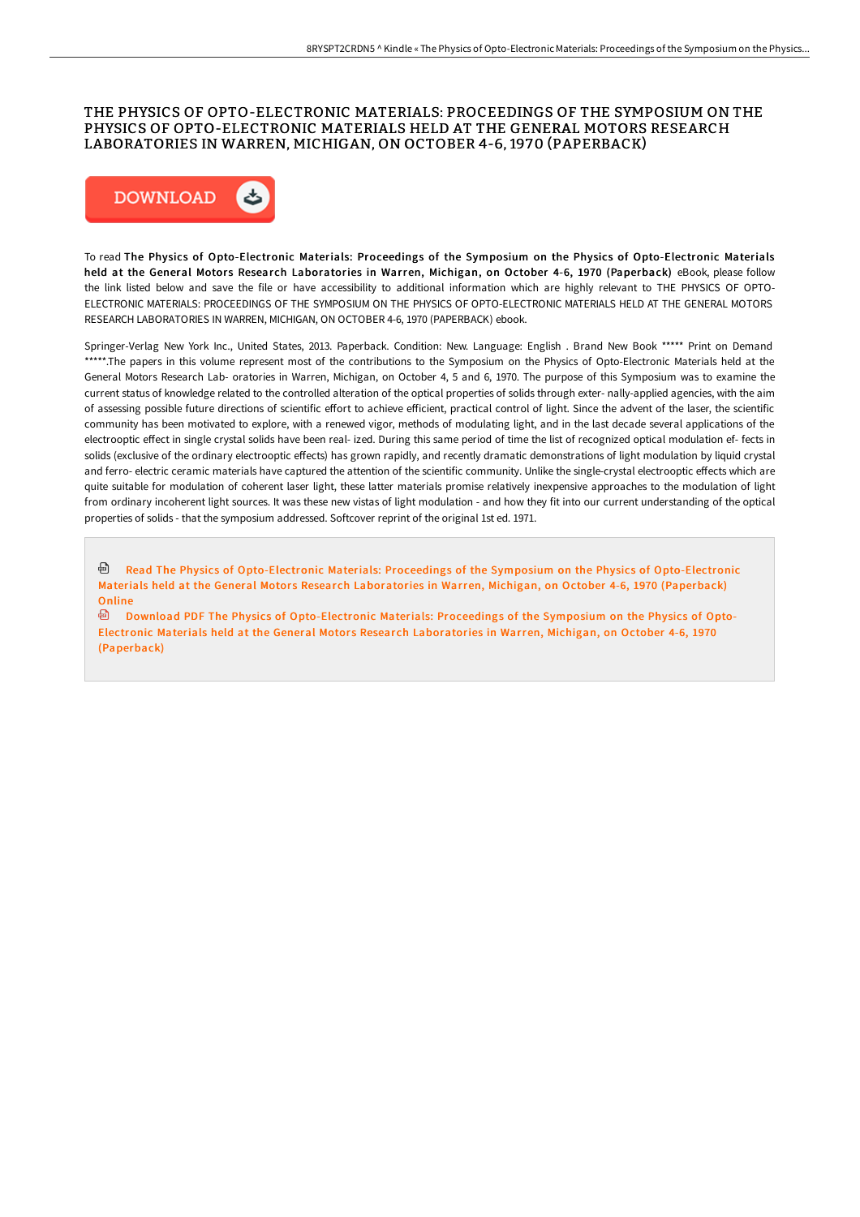# THE PHYSICS OF OPTO-ELECTRONIC MATERIALS: PROCEEDINGS OF THE SYMPOSIUM ON THE PHYSICS OF OPTO-ELECTRONIC MATERIALS HELD AT THE GENERAL MOTORS RESEARCH LABORATORIES IN WARREN, MICHIGAN, ON OCTOBER 4-6, 1970 (PAPERBACK)

DOWNLOAD

To read **The Physics of Opto-Electronic Materials: Proceedings of the Symposium on the Physics of Opto-Electronic Materials held at the General Motors Research Laboratories in Warren, Michigan, on October 4-6, 1970 (Paperback)** eBook, please follow the link listed below and save the file or have accessibility to additional information which are highly relevant to THE PHYSICS OF OPTO-ELECTRONIC MATERIALS: PROCEEDINGS OF THE SYMPOSIUM ON THE PHYSICS OF OPTO-ELECTRONIC MATERIALS HELD AT THE GENERAL MOTORS RESEARCH LABORATORIES IN WARREN, MICHIGAN, ON OCTOBER 4-6, 1970 (PAPERBACK) ebook.

Springer-Verlag New York Inc., United States, 2013. Paperback. Condition: New. Language: English . Brand New Book ***** Print on Demand *****.The papers in this volume represent most of the contributions to the Symposium on the Physics of Opto-Electronic Materials held at the General Motors Research Lab- oratories in Warren, Michigan, on October 4, 5 and 6, 1970. The purpose of this Symposium was to examine the current status of knowledge related to the controlled alteration of the optical properties of solids through exter- nally-applied agencies, with the aim of assessing possible future directions of scientific effort to achieve efficient, practical control of light. Since the advent of the laser, the scientific community has been motivated to explore, with a renewed vigor, methods of modulating light, and in the last decade several applications of the electrooptic effect in single crystal solids have been real- ized. During this same period of time the list of recognized optical modulation ef- fects in solids (exclusive of the ordinary electrooptic effects) has grown rapidly, and recently dramatic demonstrations of light modulation by liquid crystal and ferro- electric ceramic materials have captured the attention of the scientific community. Unlike the single-crystal electrooptic effects which are quite suitable for modulation of coherent laser light, these latter materials promise relatively inexpensive approaches to the modulation of light from ordinary incoherent light sources. It was these new vistas of light modulation - and how they fit into our current understanding of the optical properties of solids - that the symposium addressed. Softcover reprint of the original 1st ed. 1971.

Read The Physics of Opto-Electronic Materials: Proceedings of the Symposium on the Physics of Opto-Electronic Materials held at the General Motors Research Laboratories in Warren, Michigan, on October 4-6, 1970 (Paperback) Online

Download PDF The Physics of Opto-Electronic Materials: Proceedings of the Symposium on the Physics of Opto-Electronic Materials held at the General Motors Research Laboratories in Warren, Michigan, on October 4-6, 1970 (Paperback)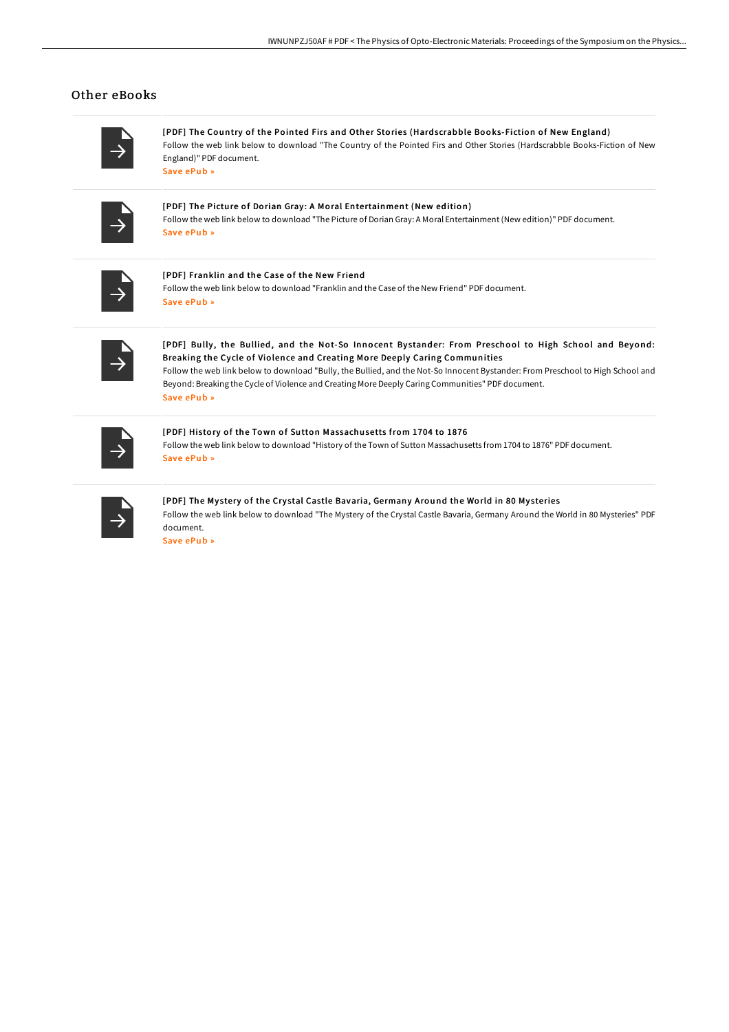## Other eBooks

[PDF] The Country of the Pointed Firs and Other Stories (Hardscrabble Books-Fiction of New England)
Follow the web link below to download "The Country of the Pointed Firs and Other Stories (Hardscrabble Books-Fiction of New England)" PDF document.
Save ePub »

[PDF] The Picture of Dorian Gray: A Moral Entertainment (New edition)
Follow the web link below to download "The Picture of Dorian Gray: A Moral Entertainment (New edition)" PDF document.
Save ePub »

[PDF] Franklin and the Case of the New Friend
Follow the web link below to download "Franklin and the Case of the New Friend" PDF document.
Save ePub »

[PDF] Bully, the Bullied, and the Not-So Innocent Bystander: From Preschool to High School and Beyond: Breaking the Cycle of Violence and Creating More Deeply Caring Communities
Follow the web link below to download "Bully, the Bullied, and the Not-So Innocent Bystander: From Preschool to High School and Beyond: Breaking the Cycle of Violence and Creating More Deeply Caring Communities" PDF document.
Save ePub »

[PDF] History of the Town of Sutton Massachusetts from 1704 to 1876
Follow the web link below to download "History of the Town of Sutton Massachusetts from 1704 to 1876" PDF document.
Save ePub »

[PDF] The Mystery of the Crystal Castle Bavaria, Germany Around the World in 80 Mysteries
Follow the web link below to download "The Mystery of the Crystal Castle Bavaria, Germany Around the World in 80 Mysteries" PDF document.
Save ePub »